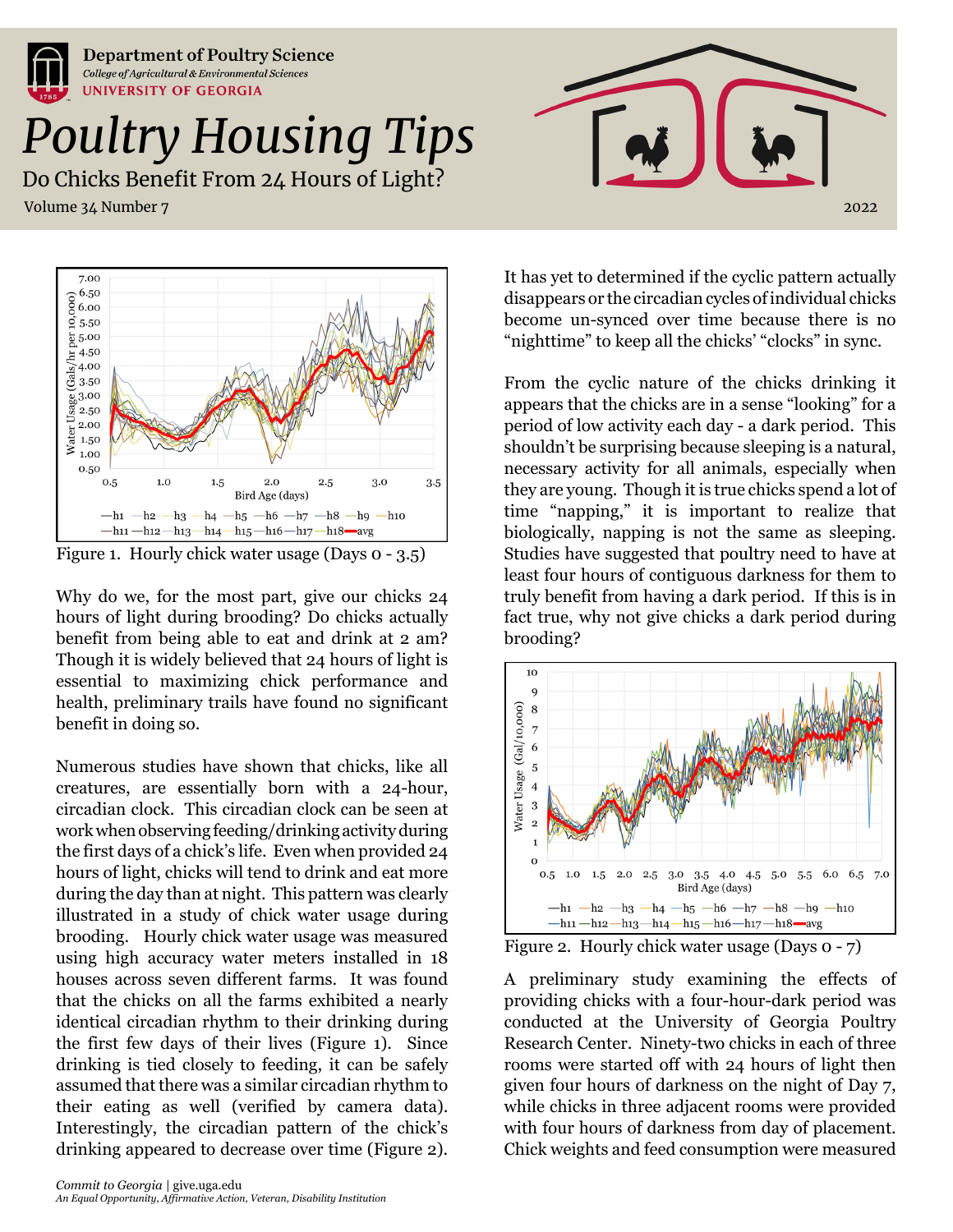Department of Poultry Science
*College of Agricultural & Environmental Sciences*
UNIVERSITY OF GEORGIA

# *Poultry Housing Tips*

## Do Chicks Benefit From 24 Hours of Light?

Volume 34 Number 7

2022

Figure 1. Hourly chick water usage (Days 0 - 3.5)

Why do we, for the most part, give our chicks 24 hours of light during brooding? Do chicks actually benefit from being able to eat and drink at 2 am? Though it is widely believed that 24 hours of light is essential to maximizing chick performance and health, preliminary trails have found no significant benefit in doing so.

Numerous studies have shown that chicks, like all creatures, are essentially born with a 24-hour, circadian clock. This circadian clock can be seen at work when observing feeding/drinking activity during the first days of a chick's life. Even when provided 24 hours of light, chicks will tend to drink and eat more during the day than at night. This pattern was clearly illustrated in a study of chick water usage during brooding. Hourly chick water usage was measured using high accuracy water meters installed in 18 houses across seven different farms. It was found that the chicks on all the farms exhibited a nearly identical circadian rhythm to their drinking during the first few days of their lives (Figure 1). Since drinking is tied closely to feeding, it can be safely assumed that there was a similar circadian rhythm to their eating as well (verified by camera data). Interestingly, the circadian pattern of the chick's drinking appeared to decrease over time (Figure 2). It has yet to determined if the cyclic pattern actually disappears or the circadian cycles of individual chicks become un-synced over time because there is no "nighttime" to keep all the chicks' "clocks" in sync.

From the cyclic nature of the chicks drinking it appears that the chicks are in a sense "looking" for a period of low activity each day - a dark period. This shouldn't be surprising because sleeping is a natural, necessary activity for all animals, especially when they are young. Though it is true chicks spend a lot of time "napping," it is important to realize that biologically, napping is not the same as sleeping. Studies have suggested that poultry need to have at least four hours of contiguous darkness for them to truly benefit from having a dark period. If this is in fact true, why not give chicks a dark period during brooding?

Figure 2. Hourly chick water usage (Days 0 - 7)

A preliminary study examining the effects of providing chicks with a four-hour-dark period was conducted at the University of Georgia Poultry Research Center. Ninety-two chicks in each of three rooms were started off with 24 hours of light then given four hours of darkness on the night of Day 7, while chicks in three adjacent rooms were provided with four hours of darkness from day of placement. Chick weights and feed consumption were measured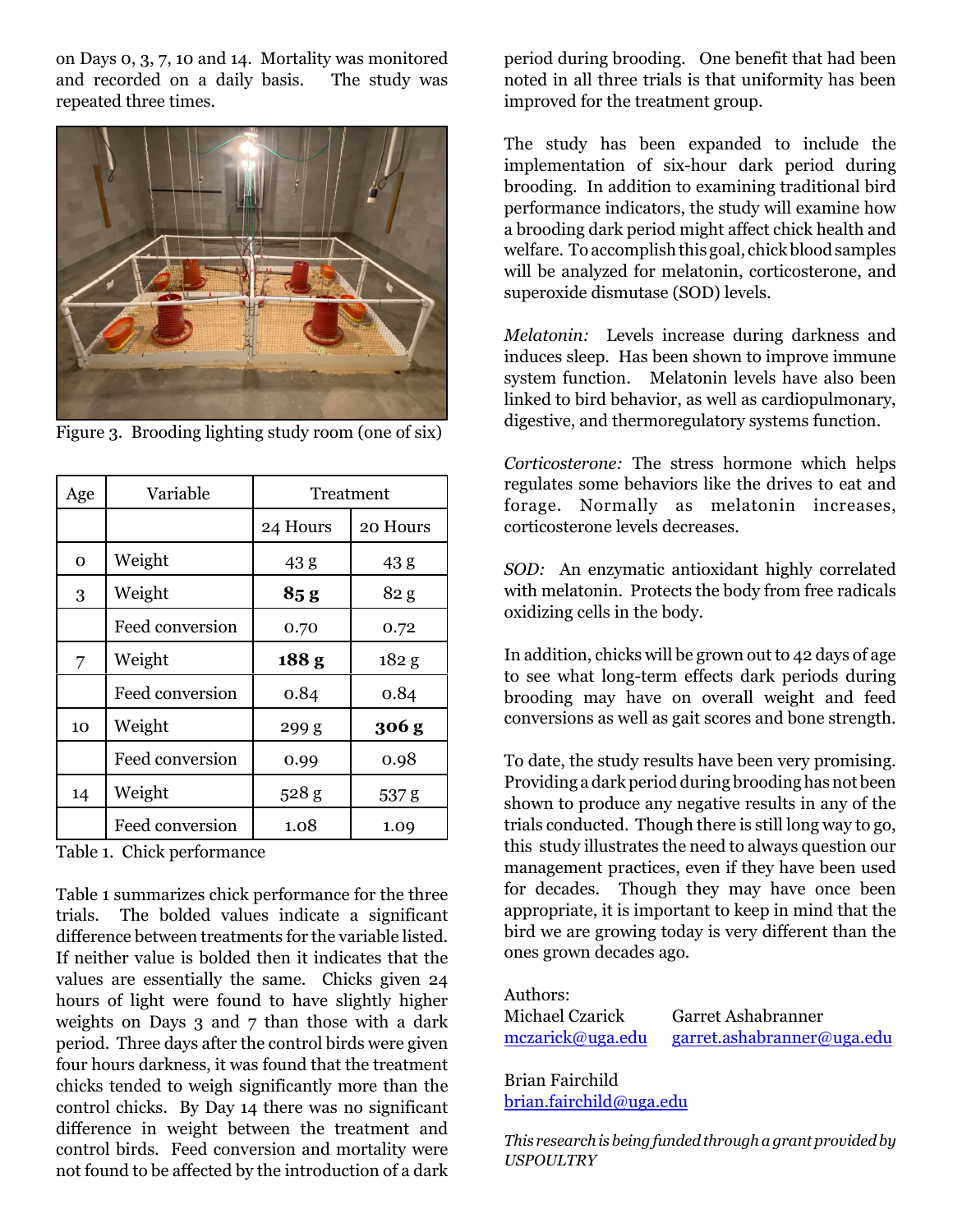on Days 0, 3, 7, 10 and 14. Mortality was monitored and recorded on a daily basis. The study was repeated three times.

Figure 3. Brooding lighting study room (one of six)

| Age | Variable | Treatment | |
|---|---|---|---|
| | | 24 Hours | 20 Hours |
| 0 | Weight | 43 g | 43 g |
| 3 | Weight | **85 g** | 82 g |
| | Feed conversion | 0.70 | 0.72 |
| 7 | Weight | **188 g** | 182 g |
| | Feed conversion | 0.84 | 0.84 |
| 10 | Weight | 299 g | **306 g** |
| | Feed conversion | 0.99 | 0.98 |
| 14 | Weight | 528 g | 537 g |
| | Feed conversion | 1.08 | 1.09 |

Table 1. Chick performance

Table 1 summarizes chick performance for the three trials. The bolded values indicate a significant difference between treatments for the variable listed. If neither value is bolded then it indicates that the values are essentially the same. Chicks given 24 hours of light were found to have slightly higher weights on Days 3 and 7 than those with a dark period. Three days after the control birds were given four hours darkness, it was found that the treatment chicks tended to weigh significantly more than the control chicks. By Day 14 there was no significant difference in weight between the treatment and control birds. Feed conversion and mortality were not found to be affected by the introduction of a dark period during brooding. One benefit that had been noted in all three trials is that uniformity has been improved for the treatment group.

The study has been expanded to include the implementation of six-hour dark period during brooding. In addition to examining traditional bird performance indicators, the study will examine how a brooding dark period might affect chick health and welfare. To accomplish this goal, chick blood samples will be analyzed for melatonin, corticosterone, and superoxide dismutase (SOD) levels.

*Melatonin:* Levels increase during darkness and induces sleep. Has been shown to improve immune system function. Melatonin levels have also been linked to bird behavior, as well as cardiopulmonary, digestive, and thermoregulatory systems function.

*Corticosterone:* The stress hormone which helps regulates some behaviors like the drives to eat and forage. Normally as melatonin increases, corticosterone levels decreases.

*SOD:* An enzymatic antioxidant highly correlated with melatonin. Protects the body from free radicals oxidizing cells in the body.

In addition, chicks will be grown out to 42 days of age to see what long-term effects dark periods during brooding may have on overall weight and feed conversions as well as gait scores and bone strength.

To date, the study results have been very promising. Providing a dark period during brooding has not been shown to produce any negative results in any of the trials conducted. Though there is still long way to go, this study illustrates the need to always question our management practices, even if they have been used for decades. Though they may have once been appropriate, it is important to keep in mind that the bird we are growing today is very different than the ones grown decades ago.

Authors:
Michael Czarick mczarick@uga.edu
Garret Ashabranner garret.ashabranner@uga.edu
Brian Fairchild brian.fairchild@uga.edu

*This research is being funded through a grant provided by USPOULTRY*